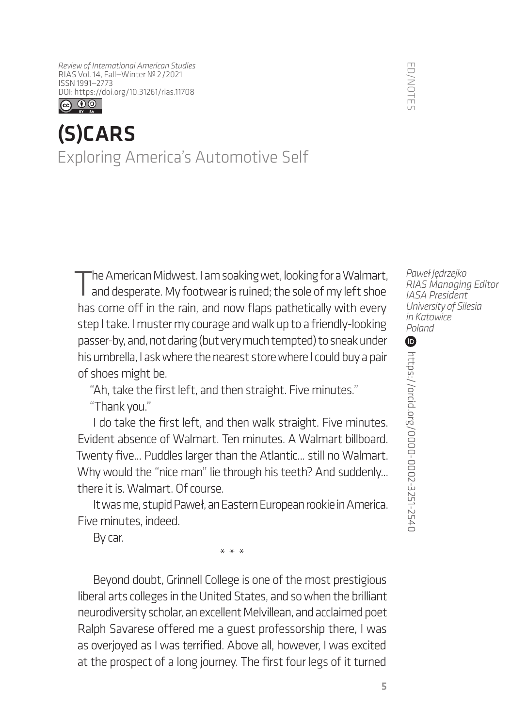*Review of International American Studies*
RIAS Vol. 14, Fall–Winter № 2/2021
ISSN 1991–2773
DOI: https://doi.org/10.31261/rias.11708

ED/NOTES

# (S)CARS

## Exploring America's Automotive Self

*Paweł Jędrzejko*
*RIAS Managing Editor*
*IASA President*
*University of Silesia in Katowice*
*Poland*

https://orcid.org/0000-0002-3251-2540

The American Midwest. I am soaking wet, looking for a Walmart, and desperate. My footwear is ruined; the sole of my left shoe has come off in the rain, and now flaps pathetically with every step I take. I muster my courage and walk up to a friendly-looking passer-by, and, not daring (but very much tempted) to sneak under his umbrella, I ask where the nearest store where I could buy a pair of shoes might be.

"Ah, take the first left, and then straight. Five minutes."

"Thank you."

I do take the first left, and then walk straight. Five minutes. Evident absence of Walmart. Ten minutes. A Walmart billboard. Twenty five… Puddles larger than the Atlantic… still no Walmart. Why would the "nice man" lie through his teeth? And suddenly… there it is. Walmart. Of course.

It was me, stupid Paweł, an Eastern European rookie in America. Five minutes, indeed.

By car.

\* \* \*

Beyond doubt, Grinnell College is one of the most prestigious liberal arts colleges in the United States, and so when the brilliant neurodiversity scholar, an excellent Melvillean, and acclaimed poet Ralph Savarese offered me a guest professorship there, I was as overjoyed as I was terrified. Above all, however, I was excited at the prospect of a long journey. The first four legs of it turned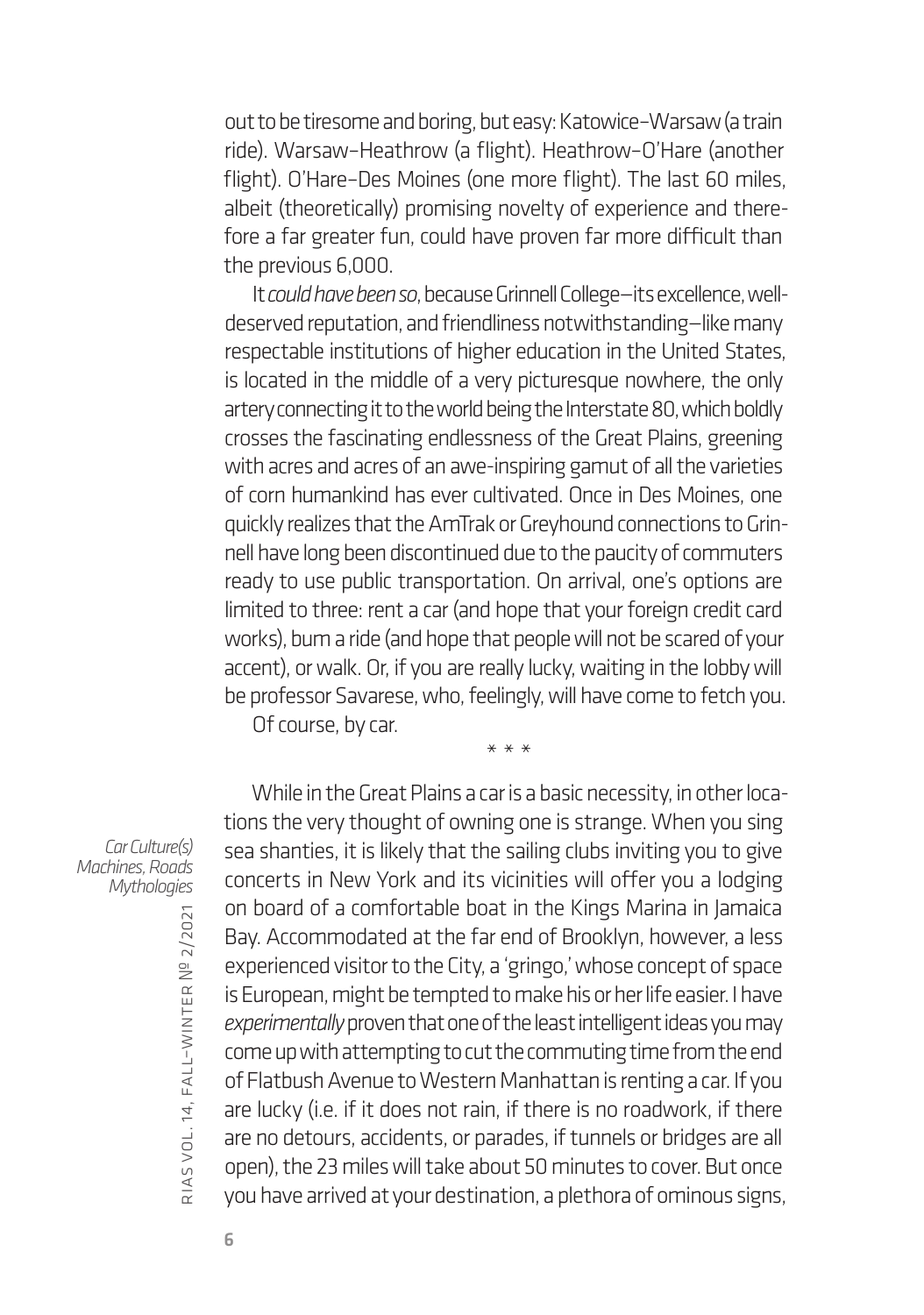out to be tiresome and boring, but easy: Katowice–Warsaw (a train ride). Warsaw–Heathrow (a flight). Heathrow–O'Hare (another flight). O'Hare–Des Moines (one more flight). The last 60 miles, albeit (theoretically) promising novelty of experience and therefore a far greater fun, could have proven far more difficult than the previous 6,000.

It *could have been so*, because Grinnell College—its excellence, well-deserved reputation, and friendliness notwithstanding—like many respectable institutions of higher education in the United States, is located in the middle of a very picturesque nowhere, the only artery connecting it to the world being the Interstate 80, which boldly crosses the fascinating endlessness of the Great Plains, greening with acres and acres of an awe-inspiring gamut of all the varieties of corn humankind has ever cultivated. Once in Des Moines, one quickly realizes that the AmTrak or Greyhound connections to Grinnell have long been discontinued due to the paucity of commuters ready to use public transportation. On arrival, one's options are limited to three: rent a car (and hope that your foreign credit card works), bum a ride (and hope that people will not be scared of your accent), or walk. Or, if you are really lucky, waiting in the lobby will be professor Savarese, who, feelingly, will have come to fetch you.

Of course, by car.

\* \* \*

While in the Great Plains a car is a basic necessity, in other locations the very thought of owning one is strange. When you sing sea shanties, it is likely that the sailing clubs inviting you to give concerts in New York and its vicinities will offer you a lodging on board of a comfortable boat in the Kings Marina in Jamaica Bay. Accommodated at the far end of Brooklyn, however, a less experienced visitor to the City, a 'gringo,' whose concept of space is European, might be tempted to make his or her life easier. I have *experimentally* proven that one of the least intelligent ideas you may come up with attempting to cut the commuting time from the end of Flatbush Avenue to Western Manhattan is renting a car. If you are lucky (i.e. if it does not rain, if there is no roadwork, if there are no detours, accidents, or parades, if tunnels or bridges are all open), the 23 miles will take about 50 minutes to cover. But once you have arrived at your destination, a plethora of ominous signs,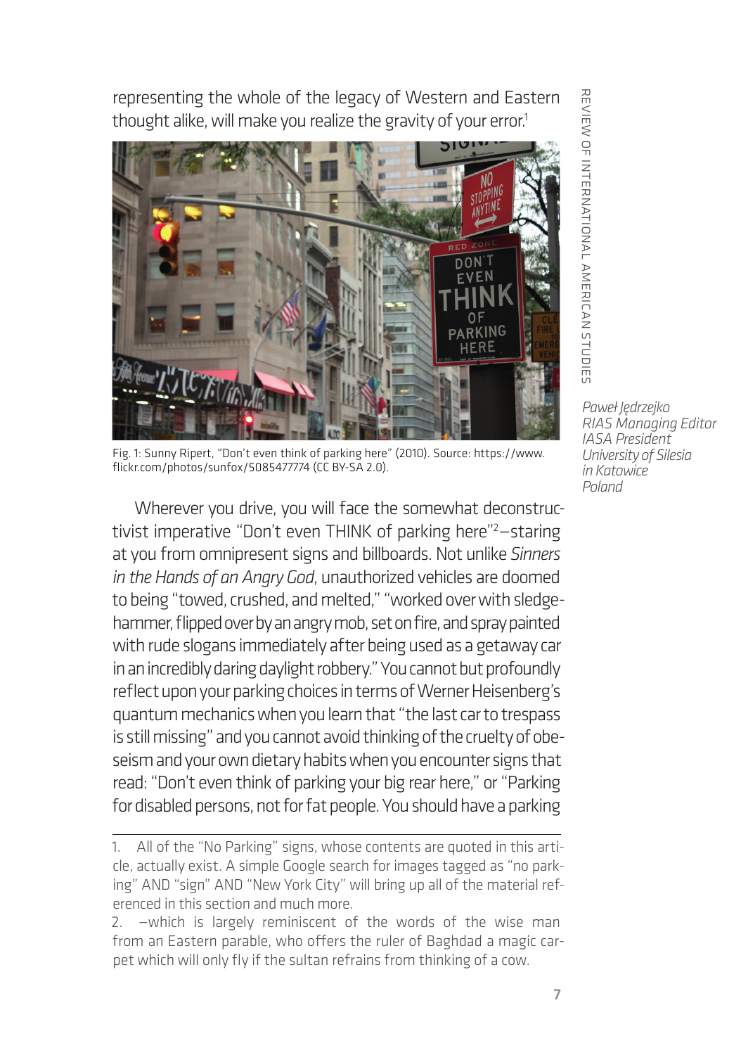representing the whole of the legacy of Western and Eastern thought alike, will make you realize the gravity of your error.[1]

Fig. 1: Sunny Ripert, "Don't even think of parking here" (2010). Source: https://www.flickr.com/photos/sunfox/5085477774 (CC BY-SA 2.0).

*Paweł Jędrzejko*
*RIAS Managing Editor*
*IASA President*
*University of Silesia in Katowice*
*Poland*

Wherever you drive, you will face the somewhat deconstructivist imperative "Don't even THINK of parking here"[2]—staring at you from omnipresent signs and billboards. Not unlike *Sinners in the Hands of an Angry God*, unauthorized vehicles are doomed to being "towed, crushed, and melted," "worked over with sledgehammer, flipped over by an angry mob, set on fire, and spray painted with rude slogans immediately after being used as a getaway car in an incredibly daring daylight robbery." You cannot but profoundly reflect upon your parking choices in terms of Werner Heisenberg's quantum mechanics when you learn that "the last car to trespass is still missing" and you cannot avoid thinking of the cruelty of obeseism and your own dietary habits when you encounter signs that read: "Don't even think of parking your big rear here," or "Parking for disabled persons, not for fat people. You should have a parking

1. All of the "No Parking" signs, whose contents are quoted in this article, actually exist. A simple Google search for images tagged as "no parking" AND "sign" AND "New York City" will bring up all of the material referenced in this section and much more.

2. —which is largely reminiscent of the words of the wise man from an Eastern parable, who offers the ruler of Baghdad a magic carpet which will only fly if the sultan refrains from thinking of a cow.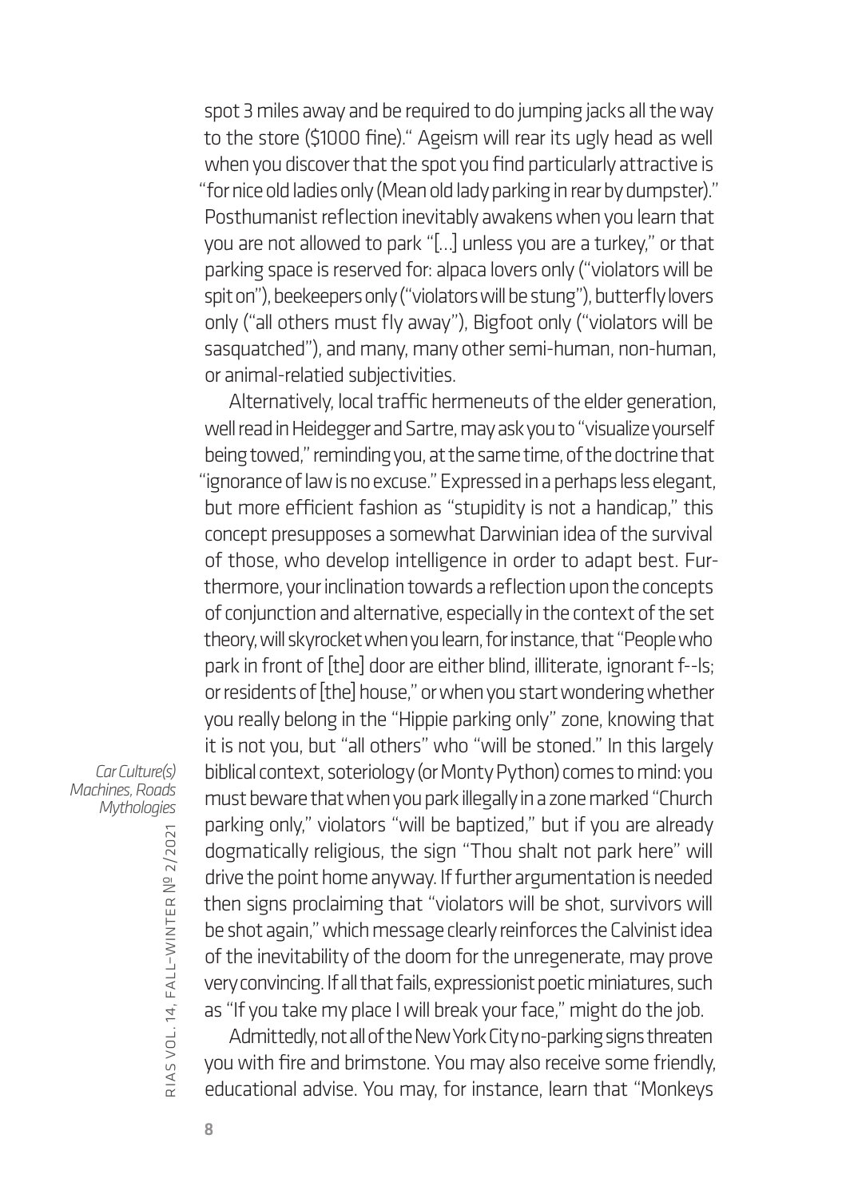spot 3 miles away and be required to do jumping jacks all the way to the store ($1000 fine)." Ageism will rear its ugly head as well when you discover that the spot you find particularly attractive is "for nice old ladies only (Mean old lady parking in rear by dumpster)." Posthumanist reflection inevitably awakens when you learn that you are not allowed to park "[...] unless you are a turkey," or that parking space is reserved for: alpaca lovers only ("violators will be spit on"), beekeepers only ("violators will be stung"), butterfly lovers only ("all others must fly away"), Bigfoot only ("violators will be sasquatched"), and many, many other semi-human, non-human, or animal-relatied subjectivities.

Alternatively, local traffic hermeneuts of the elder generation, well read in Heidegger and Sartre, may ask you to "visualize yourself being towed," reminding you, at the same time, of the doctrine that "ignorance of law is no excuse." Expressed in a perhaps less elegant, but more efficient fashion as "stupidity is not a handicap," this concept presupposes a somewhat Darwinian idea of the survival of those, who develop intelligence in order to adapt best. Furthermore, your inclination towards a reflection upon the concepts of conjunction and alternative, especially in the context of the set theory, will skyrocket when you learn, for instance, that "People who park in front of [the] door are either blind, illiterate, ignorant f--ls; or residents of [the] house," or when you start wondering whether you really belong in the "Hippie parking only" zone, knowing that it is not you, but "all others" who "will be stoned." In this largely biblical context, soteriology (or Monty Python) comes to mind: you must beware that when you park illegally in a zone marked "Church parking only," violators "will be baptized," but if you are already dogmatically religious, the sign "Thou shalt not park here" will drive the point home anyway. If further argumentation is needed then signs proclaiming that "violators will be shot, survivors will be shot again," which message clearly reinforces the Calvinist idea of the inevitability of the doom for the unregenerate, may prove very convincing. If all that fails, expressionist poetic miniatures, such as "If you take my place I will break your face," might do the job.

Admittedly, not all of the New York City no-parking signs threaten you with fire and brimstone. You may also receive some friendly, educational advise. You may, for instance, learn that "Monkeys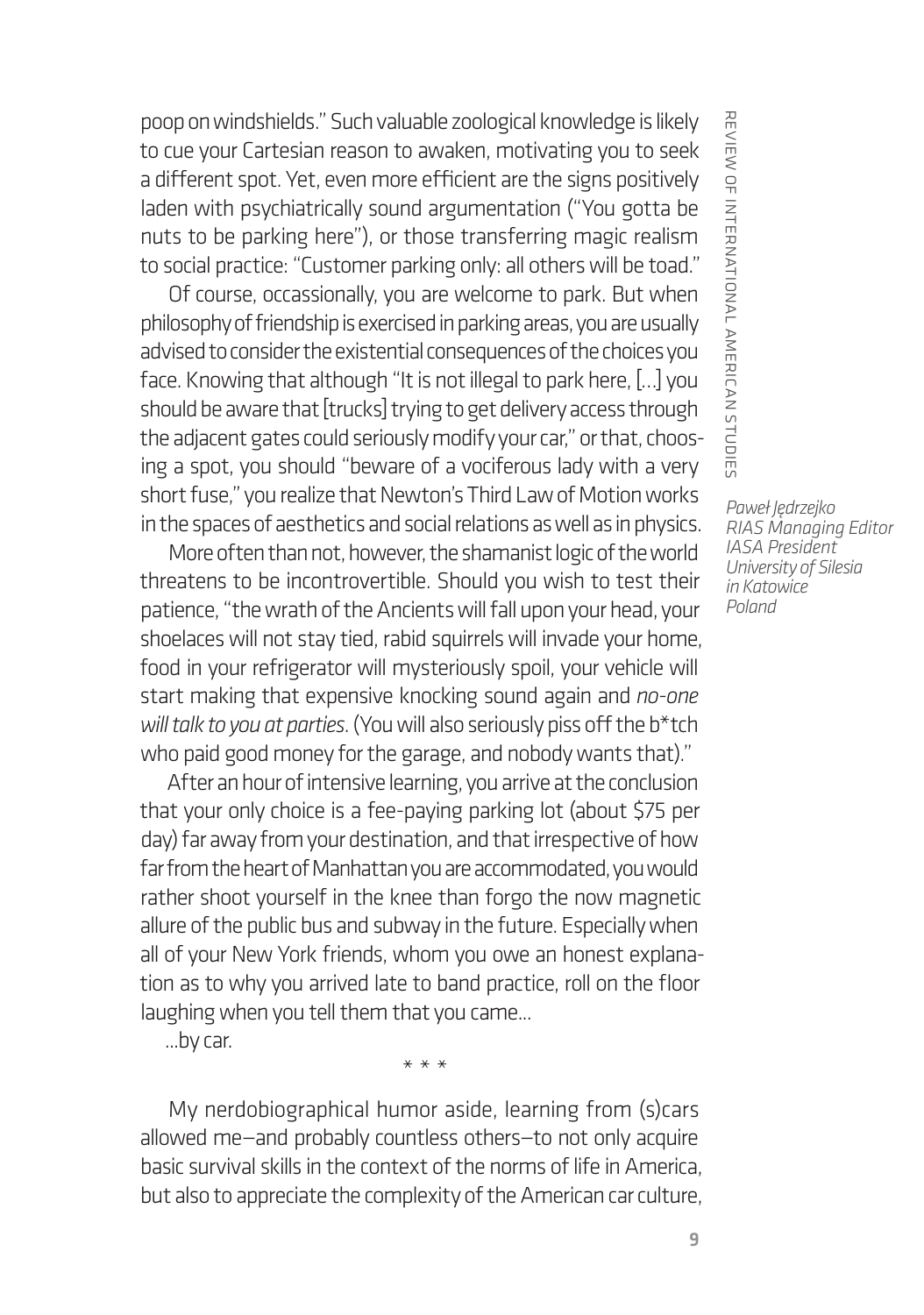poop on windshields." Such valuable zoological knowledge is likely to cue your Cartesian reason to awaken, motivating you to seek a different spot. Yet, even more efficient are the signs positively laden with psychiatrically sound argumentation ("You gotta be nuts to be parking here"), or those transferring magic realism to social practice: "Customer parking only: all others will be toad."

Of course, occassionally, you are welcome to park. But when philosophy of friendship is exercised in parking areas, you are usually advised to consider the existential consequences of the choices you face. Knowing that although "It is not illegal to park here, [...] you should be aware that [trucks] trying to get delivery access through the adjacent gates could seriously modify your car," or that, choosing a spot, you should "beware of a vociferous lady with a very short fuse," you realize that Newton's Third Law of Motion works in the spaces of aesthetics and social relations as well as in physics.

More often than not, however, the shamanist logic of the world threatens to be incontrovertible. Should you wish to test their patience, "the wrath of the Ancients will fall upon your head, your shoelaces will not stay tied, rabid squirrels will invade your home, food in your refrigerator will mysteriously spoil, your vehicle will start making that expensive knocking sound again and *no-one will talk to you at parties*. (You will also seriously piss off the b*tch who paid good money for the garage, and nobody wants that)."

After an hour of intensive learning, you arrive at the conclusion that your only choice is a fee-paying parking lot (about $75 per day) far away from your destination, and that irrespective of how far from the heart of Manhattan you are accommodated, you would rather shoot yourself in the knee than forgo the now magnetic allure of the public bus and subway in the future. Especially when all of your New York friends, whom you owe an honest explanation as to why you arrived late to band practice, roll on the floor laughing when you tell them that you came...

...by car.

\* \* \*

My nerdobiographical humor aside, learning from (s)cars allowed me—and probably countless others—to not only acquire basic survival skills in the context of the norms of life in America, but also to appreciate the complexity of the American car culture,

*Paweł Jędrzejko*
*RIAS Managing Editor*
*IASA President*
*University of Silesia in Katowice*
*Poland*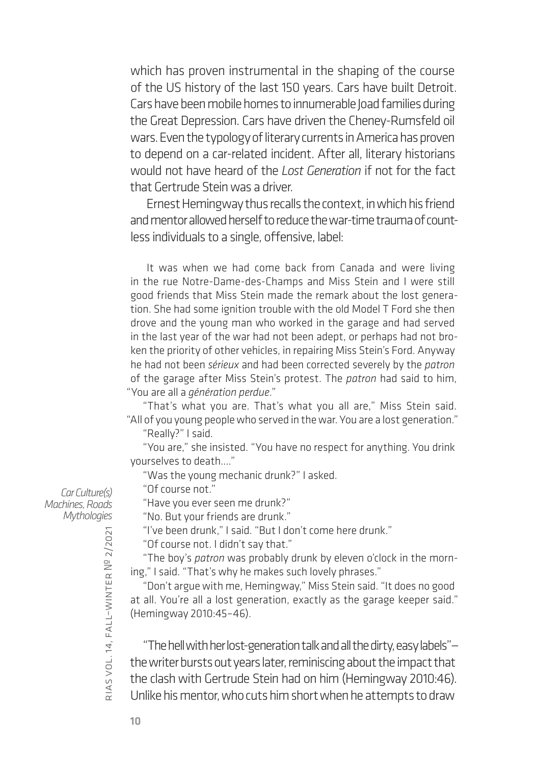which has proven instrumental in the shaping of the course of the US history of the last 150 years. Cars have built Detroit. Cars have been mobile homes to innumerable Joad families during the Great Depression. Cars have driven the Cheney-Rumsfeld oil wars. Even the typology of literary currents in America has proven to depend on a car-related incident. After all, literary historians would not have heard of the *Lost Generation* if not for the fact that Gertrude Stein was a driver.

Ernest Hemingway thus recalls the context, in which his friend and mentor allowed herself to reduce the war-time trauma of countless individuals to a single, offensive, label:

> It was when we had come back from Canada and were living in the rue Notre-Dame-des-Champs and Miss Stein and I were still good friends that Miss Stein made the remark about the lost generation. She had some ignition trouble with the old Model T Ford she then drove and the young man who worked in the garage and had served in the last year of the war had not been adept, or perhaps had not broken the priority of other vehicles, in repairing Miss Stein's Ford. Anyway he had not been *sérieux* and had been corrected severely by the *patron* of the garage after Miss Stein's protest. The *patron* had said to him, "You are all a *génération perdue*."
>
> "That's what you are. That's what you all are," Miss Stein said. "All of you young people who served in the war. You are a lost generation."
>
> "Really?" I said.
>
> "You are," she insisted. "You have no respect for anything. You drink yourselves to death…."
>
> "Was the young mechanic drunk?" I asked.
>
> "Of course not."
>
> "Have you ever seen me drunk?"
>
> "No. But your friends are drunk."
>
> "I've been drunk," I said. "But I don't come here drunk."
>
> "Of course not. I didn't say that."
>
> "The boy's *patron* was probably drunk by eleven o'clock in the morning," I said. "That's why he makes such lovely phrases."
>
> "Don't argue with me, Hemingway," Miss Stein said. "It does no good at all. You're all a lost generation, exactly as the garage keeper said." (Hemingway 2010:45–46).

"The hell with her lost-generation talk and all the dirty, easy labels"—the writer bursts out years later, reminiscing about the impact that the clash with Gertrude Stein had on him (Hemingway 2010:46). Unlike his mentor, who cuts him short when he attempts to draw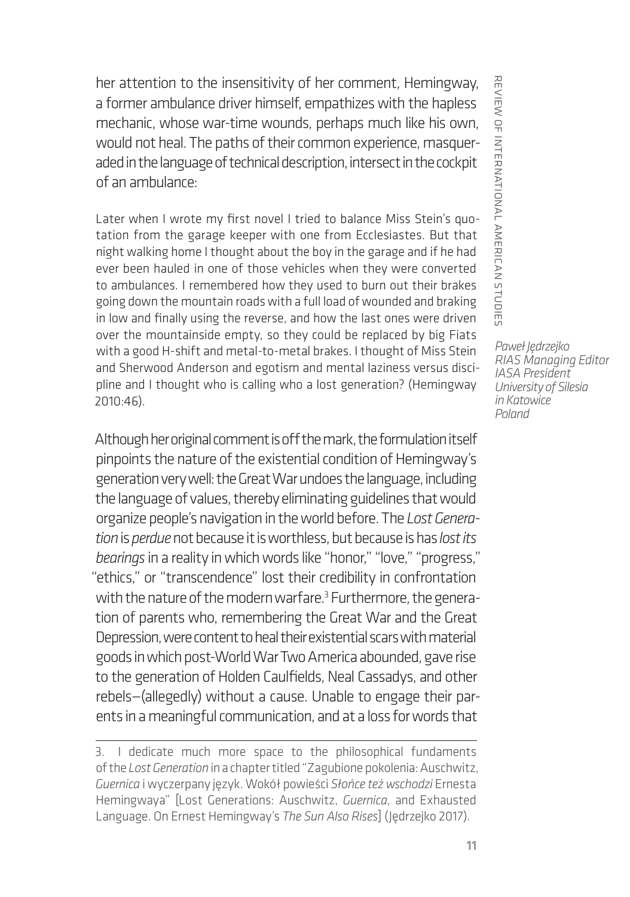her attention to the insensitivity of her comment, Hemingway, a former ambulance driver himself, empathizes with the hapless mechanic, whose war-time wounds, perhaps much like his own, would not heal. The paths of their common experience, masqueraded in the language of technical description, intersect in the cockpit of an ambulance:

> Later when I wrote my first novel I tried to balance Miss Stein's quotation from the garage keeper with one from Ecclesiastes. But that night walking home I thought about the boy in the garage and if he had ever been hauled in one of those vehicles when they were converted to ambulances. I remembered how they used to burn out their brakes going down the mountain roads with a full load of wounded and braking in low and finally using the reverse, and how the last ones were driven over the mountainside empty, so they could be replaced by big Fiats with a good H-shift and metal-to-metal brakes. I thought of Miss Stein and Sherwood Anderson and egotism and mental laziness versus discipline and I thought who is calling who a lost generation? (Hemingway 2010:46).

*Paweł Jędrzejko*
*RIAS Managing Editor*
*IASA President*
*University of Silesia in Katowice*
*Poland*

Although her original comment is off the mark, the formulation itself pinpoints the nature of the existential condition of Hemingway's generation very well: the Great War undoes the language, including the language of values, thereby eliminating guidelines that would organize people's navigation in the world before. The *Lost Generation* is *perdue* not because it is worthless, but because is has *lost its bearings* in a reality in which words like "honor," "love," "progress," "ethics," or "transcendence" lost their credibility in confrontation with the nature of the modern warfare.[3] Furthermore, the generation of parents who, remembering the Great War and the Great Depression, were content to heal their existential scars with material goods in which post-World War Two America abounded, gave rise to the generation of Holden Caulfields, Neal Cassadys, and other rebels—(allegedly) without a cause. Unable to engage their parents in a meaningful communication, and at a loss for words that

---

3. I dedicate much more space to the philosophical fundaments of the *Lost Generation* in a chapter titled "Zagubione pokolenia: Auschwitz, *Guernica* i wyczerpany język. Wokół powieści *Słońce też wschodzi* Ernesta Hemingwaya" [Lost Generations: Auschwitz, *Guernica*, and Exhausted Language. On Ernest Hemingway's *The Sun Also Rises*] (Jędrzejko 2017).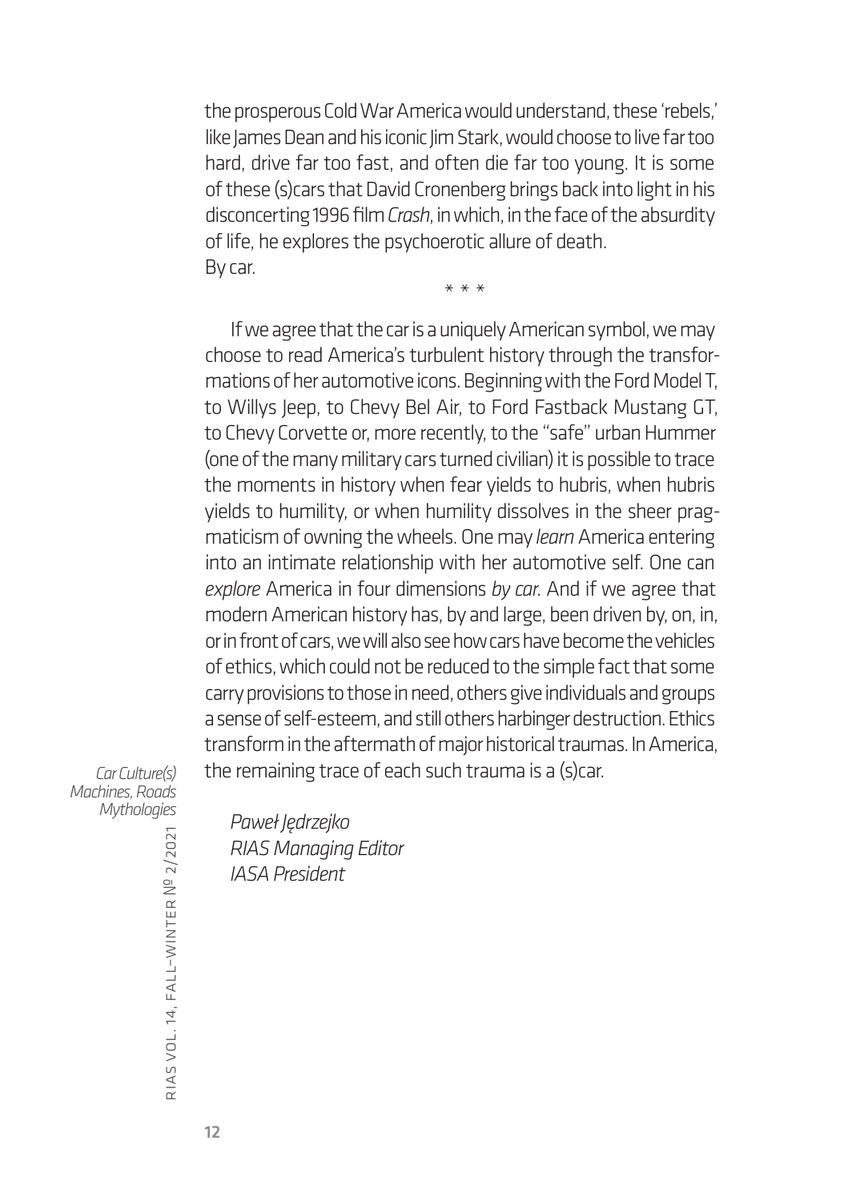the prosperous Cold War America would understand, these 'rebels,' like James Dean and his iconic Jim Stark, would choose to live far too hard, drive far too fast, and often die far too young. It is some of these (s)cars that David Cronenberg brings back into light in his disconcerting 1996 film *Crash*, in which, in the face of the absurdity of life, he explores the psychoerotic allure of death.
By car.

\* \* \*

If we agree that the car is a uniquely American symbol, we may choose to read America's turbulent history through the transformations of her automotive icons. Beginning with the Ford Model T, to Willys Jeep, to Chevy Bel Air, to Ford Fastback Mustang GT, to Chevy Corvette or, more recently, to the "safe" urban Hummer (one of the many military cars turned civilian) it is possible to trace the moments in history when fear yields to hubris, when hubris yields to humility, or when humility dissolves in the sheer pragmaticism of owning the wheels. One may *learn* America entering into an intimate relationship with her automotive self. One can *explore* America in four dimensions *by car*. And if we agree that modern American history has, by and large, been driven by, on, in, or in front of cars, we will also see how cars have become the vehicles of ethics, which could not be reduced to the simple fact that some carry provisions to those in need, others give individuals and groups a sense of self-esteem, and still others harbinger destruction. Ethics transform in the aftermath of major historical traumas. In America, the remaining trace of each such trauma is a (s)car.

*Paweł Jędrzejko*
*RIAS Managing Editor*
*IASA President*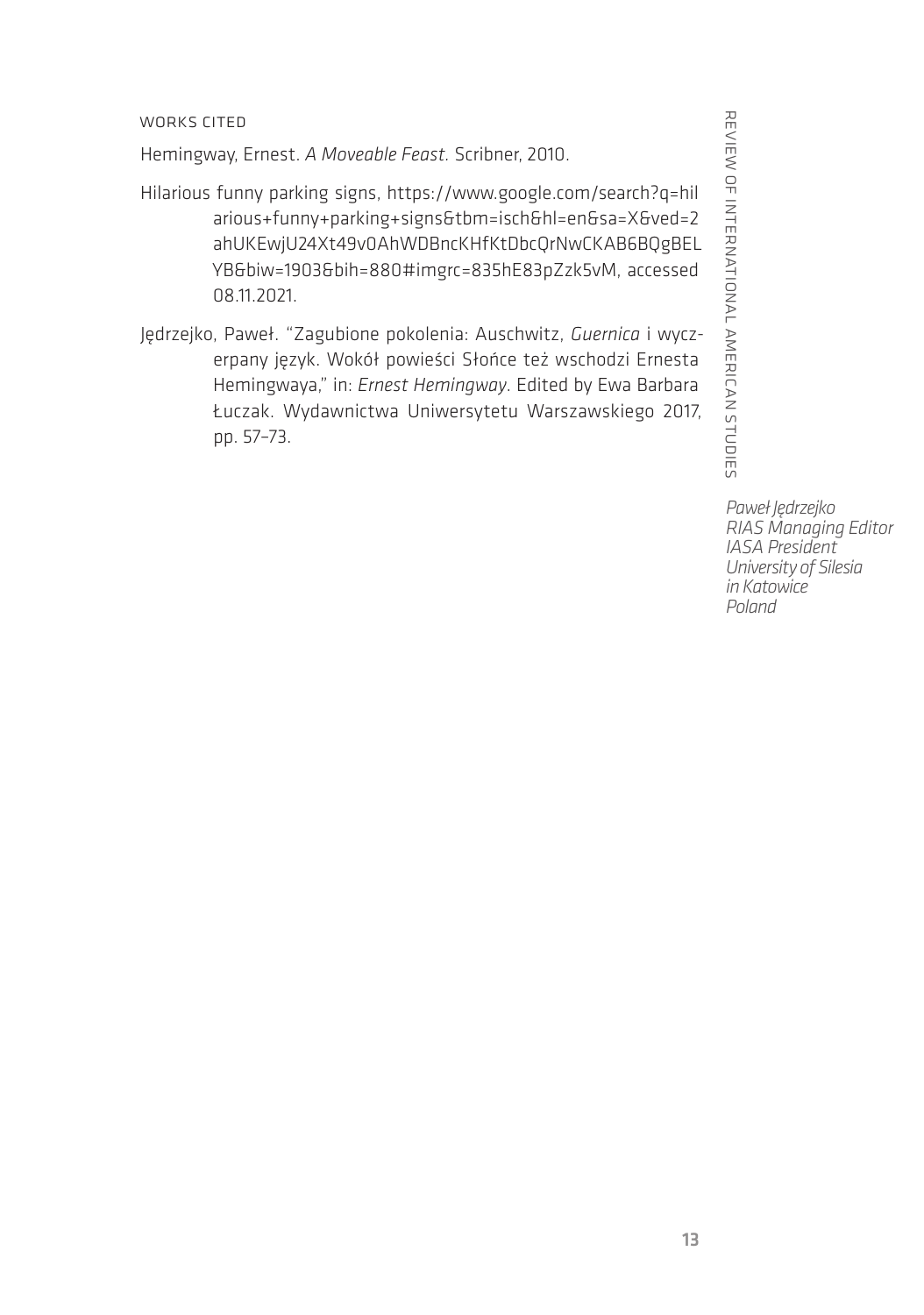## WORKS CITED

Hemingway, Ernest. *A Moveable Feast.* Scribner, 2010.

Hilarious funny parking signs, https://www.google.com/search?q=hilarious+funny+parking+signs&tbm=isch&hl=en&sa=X&ved=2ahUKEwjU24Xt49v0AhWDBncKHfKtDbcQrNwCKAB6BQgBELYB&biw=1903&bih=880#imgrc=835hE83pZzk5vM, accessed 08.11.2021.

Jędrzejko, Paweł. "Zagubione pokolenia: Auschwitz, *Guernica* i wyczerpany język. Wokół powieści Słońce też wschodzi Ernesta Hemingwaya," in: *Ernest Hemingway*. Edited by Ewa Barbara Łuczak. Wydawnictwa Uniwersytetu Warszawskiego 2017, pp. 57–73.

*Paweł Jędrzejko*
*RIAS Managing Editor*
*IASA President*
*University of Silesia in Katowice*
*Poland*